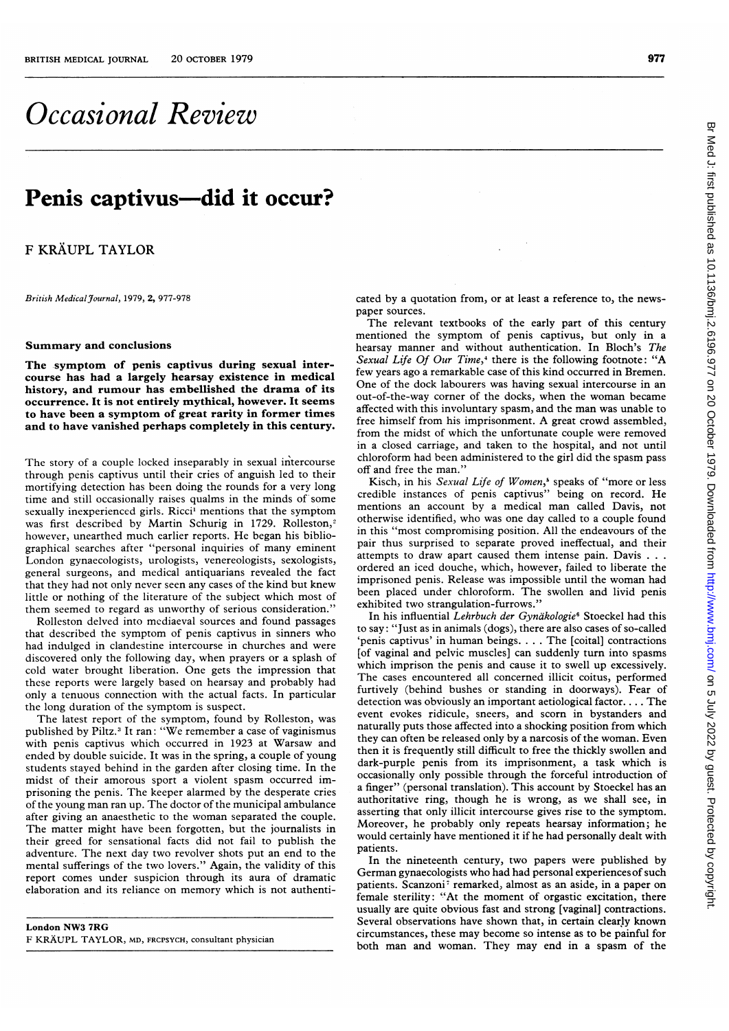# Occasional Review

## Penis captivus—did it occur?

F KRÄUPL TAYLOR

*British Medical Journal*, 1979, **2**, 977-978

### Summary and conclusions

**The symptom of penis captivus during sexual intercourse has had a largely hearsay existence in medical history, and rumour has embellished the drama of its occurrence. It is not entirely mythical, however. It seems to have been a symptom of great rarity in former times and to have vanished perhaps completely in this century.**

The story of a couple locked inseparably in sexual intercourse through penis captivus until their cries of anguish led to their mortifying detection has been doing the rounds for a very long time and still occasionally raises qualms in the minds of some sexually inexperienced girls. Ricci[1] mentions that the symptom was first described by Martin Schurig in 1729. Rolleston,[2] however, unearthed much earlier reports. He began his bibliographical searches after "personal inquiries of many eminent London gynaecologists, urologists, venereologists, sexologists, general surgeons, and medical antiquarians revealed the fact that they had not only never seen any cases of the kind but knew little or nothing of the literature of the subject which most of them seemed to regard as unworthy of serious consideration."

Rolleston delved into mediaeval sources and found passages that described the symptom of penis captivus in sinners who had indulged in clandestine intercourse in churches and were discovered only the following day, when prayers or a splash of cold water brought liberation. One gets the impression that these reports were largely based on hearsay and probably had only a tenuous connection with the actual facts. In particular the long duration of the symptom is suspect.

The latest report of the symptom, found by Rolleston, was published by Piltz.[3] It ran: "We remember a case of vaginismus with penis captivus which occurred in 1923 at Warsaw and ended by double suicide. It was in the spring, a couple of young students stayed behind in the garden after closing time. In the midst of their amorous sport a violent spasm occurred imprisoning the penis. The keeper alarmed by the desperate cries of the young man ran up. The doctor of the municipal ambulance after giving an anaesthetic to the woman separated the couple. The matter might have been forgotten, but the journalists in their greed for sensational facts did not fail to publish the adventure. The next day two revolver shots put an end to the mental sufferings of the two lovers." Again, the validity of this report comes under suspicion through its aura of dramatic elaboration and its reliance on memory which is not authenticated by a quotation from, or at least a reference to, the newspaper sources.

The relevant textbooks of the early part of this century mentioned the symptom of penis captivus, but only in a hearsay manner and without authentication. In Bloch's *The Sexual Life Of Our Time*,[4] there is the following footnote: "A few years ago a remarkable case of this kind occurred in Bremen. One of the dock labourers was having sexual intercourse in an out-of-the-way corner of the docks, when the woman became affected with this involuntary spasm, and the man was unable to free himself from his imprisonment. A great crowd assembled, from the midst of which the unfortunate couple were removed in a closed carriage, and taken to the hospital, and not until chloroform had been administered to the girl did the spasm pass off and free the man."

Kisch, in his *Sexual Life of Women*,[5] speaks of "more or less credible instances of penis captivus" being on record. He mentions an account by a medical man called Davis, not otherwise identified, who was one day called to a couple found in this "most compromising position. All the endeavours of the pair thus surprised to separate proved ineffectual, and their attempts to draw apart caused them intense pain. Davis . . . ordered an iced douche, which, however, failed to liberate the imprisoned penis. Release was impossible until the woman had been placed under chloroform. The swollen and livid penis exhibited two strangulation-furrows."

In his influential *Lehrbuch der Gynäkologie*[6] Stoeckel had this to say: "Just as in animals (dogs), there are also cases of so-called 'penis captivus' in human beings. . . . The [coital] contractions [of vaginal and pelvic muscles] can suddenly turn into spasms which imprison the penis and cause it to swell up excessively. The cases encountered all concerned illicit coitus, performed furtively (behind bushes or standing in doorways). Fear of detection was obviously an important aetiological factor. . . . The event evokes ridicule, sneers, and scorn in bystanders and naturally puts those affected into a shocking position from which they can often be released only by a narcosis of the woman. Even then it is frequently still difficult to free the thickly swollen and dark-purple penis from its imprisonment, a task which is occasionally only possible through the forceful introduction of a finger" (personal translation). This account by Stoeckel has an authoritative ring, though he is wrong, as we shall see, in asserting that only illicit intercourse gives rise to the symptom. Moreover, he probably only repeats hearsay information; he would certainly have mentioned it if he had personally dealt with patients.

In the nineteenth century, two papers were published by German gynaecologists who had had personal experiences of such patients. Scanzoni[7] remarked, almost as an aside, in a paper on female sterility: "At the moment of orgastic excitation, there usually are quite obvious fast and strong [vaginal] contractions. Several observations have shown that, in certain clearly known circumstances, these may become so intense as to be painful for both man and woman. They may end in a spasm of the

London NW3 7RG

F KRÄUPL TAYLOR, MD, FRCPSYCH, consultant physician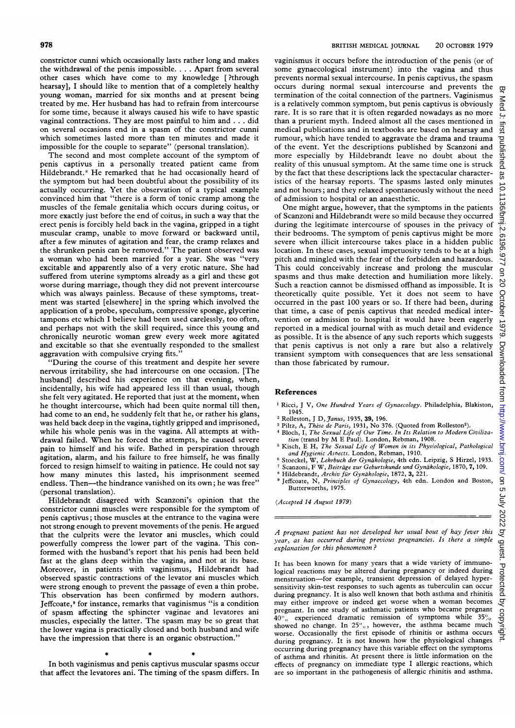constrictor cunni which occasionally lasts rather long and makes the withdrawal of the penis impossible. . . . Apart from several other cases which have come to my knowledge [?through hearsay], I should like to mention that of a completely healthy young woman, married for six months and at present being treated by me. Her husband has had to refrain from intercourse for some time, because it always caused his wife to have spastic vaginal contractions. They are most painful to him and . . . did on several occasions end in a spasm of the constrictor cunni which sometimes lasted more than ten minutes and made it impossible for the couple to separate" (personal translation).

The second and most complete account of the symptom of penis captivus in a personally treated patient came from Hildebrandt.[8] He remarked that he had occasionally heard of the symptom but had been doubtful about the possibility of its actually occurring. Yet the observation of a typical example convinced him that "there is a form of tonic cramp among the muscles of the female genitalia which occurs during coitus, or more exactly just before the end of coitus, in such a way that the erect penis is forcibly held back in the vagina, gripped in a tight muscular cramp, unable to move forward or backward until, after a few minutes of agitation and fear, the cramp relaxes and the shrunken penis can be removed." The patient observed was a woman who had been married for a year. She was "very excitable and apparently also of a very erotic nature. She had suffered from uterine symptoms already as a girl and these got worse during marriage, though they did not prevent intercourse which was always painless. Because of these symptoms, treatment was started [elsewhere] in the spring which involved the application of a probe, speculum, compressive sponge, glycerine tampons etc which I believe had been used carelessly, too often, and perhaps not with the skill required, since this young and chronically neurotic woman grew every week more agitated and excitable so that she eventually responded to the smallest aggravation with compulsive crying fits."

"During the course of this treatment and despite her severe nervous irritability, she had intercourse on one occasion. [The husband] described his experience on that evening, when, incidentally, his wife had appeared less ill than usual, though she felt very agitated. He reported that just at the moment, when he thought intercourse, which had been quite normal till then, had come to an end, he suddenly felt that he, or rather his glans, was held back deep in the vagina, tightly gripped and imprisoned, while his whole penis was in the vagina. All attempts at withdrawal failed. When he forced the attempts, he caused severe pain to himself and his wife. Bathed in perspiration through agitation, alarm, and his failure to free himself, he was finally forced to resign himself to waiting in patience. He could not say how many minutes this lasted, his imprisonment seemed endless. Then—the hindrance vanished on its own; he was free" (personal translation).

Hildebrandt disagreed with Scanzoni's opinion that the constrictor cunni muscles were responsible for the symptom of penis captivus; those muscles at the entrance to the vagina were not strong enough to prevent movements of the penis. He argued that the culprits were the levator ani muscles, which could powerfully compress the lower part of the vagina. This conformed with the husband's report that his penis had been held fast at the glans deep within the vagina, and not at its base. Moreover, in patients with vaginismus, Hildebrandt had observed spastic contractions of the levator ani muscles which were strong enough to prevent the passage of even a thin probe. This observation has been confirmed by modern authors. Jeffcoate,[9] for instance, remarks that vaginismus "is a condition of spasm affecting the sphincter vaginae and levatores ani muscles, especially the latter. The spasm may be so great that the lower vagina is practically closed and both husband and wife have the impression that there is an organic obstruction."

\* \* \*

In both vaginismus and penis captivus muscular spasms occur that affect the levatores ani. The timing of the spasm differs. In vaginismus it occurs before the introduction of the penis (or of some gynaecological instrument) into the vagina and thus prevents normal sexual intercourse. In penis captivus, the spasm occurs during normal sexual intercourse and prevents the termination of the coital connection of the partners. Vaginismus is a relatively common symptom, but penis captivus is obviously rare. It is so rare that it is often regarded nowadays as no more than a prurient myth. Indeed almost all the cases mentioned in medical publications and in textbooks are based on hearsay and rumour, which have tended to aggravate the drama and trauma of the event. Yet the descriptions published by Scanzoni and more especially by Hildebrandt leave no doubt about the reality of this unusual symptom. At the same time one is struck by the fact that these descriptions lack the spectacular characteristics of the hearsay reports. The spasms lasted only minutes and not hours; and they relaxed spontaneously without the need of admission to hospital or an anaesthetic.

One might argue, however, that the symptoms in the patients of Scanzoni and Hildebrandt were so mild because they occurred during the legitimate intercourse of spouses in the privacy of their bedrooms. The symptom of penis captivus might be more severe when illicit intercourse takes place in a hidden public location. In these cases, sexual impetuosity tends to be at a high pitch and mingled with the fear of the forbidden and hazardous. This could conceivably increase and prolong the muscular spasms and thus make detection and humiliation more likely. Such a reaction cannot be dismissed offhand as impossible. It is theoretically quite possible. Yet it does not seem to have occurred in the past 100 years or so. If there had been, during that time, a case of penis captivus that needed medical intervention or admission to hospital it would have been eagerly reported in a medical journal with as much detail and evidence as possible. It is the absence of any such reports which suggests that penis captivus is not only a rare but also a relatively transient symptom with consequences that are less sensational than those fabricated by rumour.

## References

1. Ricci, J V, *One Hundred Years of Gynaecology*. Philadelphia, Blakiston, 1945.
2. Rolleston, J D, *Janus*, 1935, **39**, 196.
3. Piltz, A, *Thèse de Paris*, 1931, No 376. (Quoted from Rolleston[2]).
4. Bloch, I, *The Sexual Life of Our Time. In Its Relation to Modern Civilization* (transl by M E Paul). London, Rebman, 1908.
5. Kisch, E H, *The Sexual Life of Women in its Physiological, Pathological and Hygienic Aspects*. London, Rebman, 1910.
6. Stoeckel, W, *Lehrbuch der Gynäkologie*, 4th edn. Leipzig, S Hirzel, 1933.
7. Scanzoni, F W, *Beiträge zur Geburtskunde und Gynäkologie*, 1870, **7**, 109.
8. Hildebrandt, *Archiv für Gynäkologie*, 1872, **3**, 221.
9. Jeffcoate, N, *Principles of Gynaecology*, 4th edn. London and Boston, Butterworths, 1975.

*(Accepted 14 August 1979)*

---

*A pregnant patient has not developed her usual bout of hay fever this year, as has occurred during previous pregnancies. Is there a simple explanation for this phenomenon?*

It has been known for many years that a wide variety of immunological reactions may be altered during pregnancy or indeed during menstruation—for example, transient depression of delayed hypersensitivity skin-test responses to such agents as tuberculin can occur during pregnancy. It is also well known that both asthma and rhinitis may either improve or indeed get worse when a woman becomes pregnant. In one study of asthmatic patients who became pregnant 40% experienced dramatic remission of symptoms while 35% showed no change. In 25%, however, the asthma became much worse. Occasionally the first episode of rhinitis or asthma occurs during pregnancy. It is not known how the physiological changes occurring during pregnancy have this variable effect on the symptoms of asthma and rhinitis. At present there is little information on the effects of pregnancy on immediate type I allergic reactions, which are so important in the pathogenesis of allergic rhinitis and asthma.